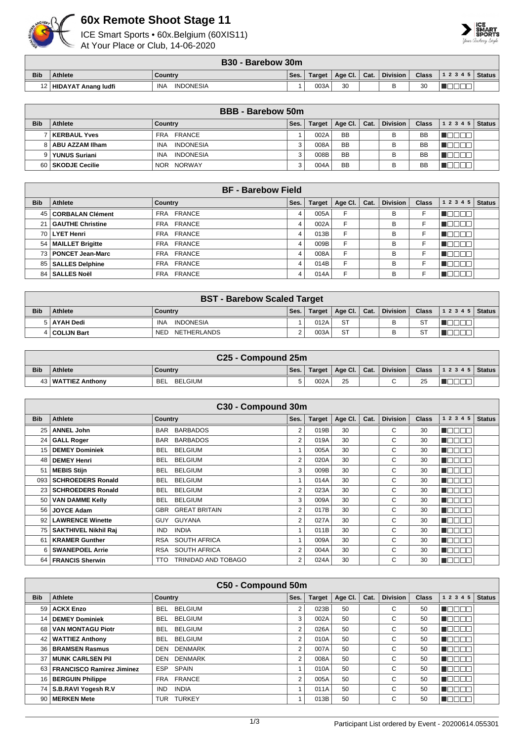# 60x Remote Shoot Stage 11

ICE Smart Sports • 60x.Belgium (60XIS11)
At Your Place or Club, 14-06-2020

## B30 - Barebow 30m

| Bib | Athlete | Country | Ses. | Target | Age Cl. | Cat. | Division | Class | 1 2 3 4 5 | Status |
|---|---|---|---|---|---|---|---|---|---|---|
| 12 | **HIDAYAT Anang ludfi** | INA INDONESIA | 1 | 003A | 30 | | B | 30 | ■□□□□ | |

## BBB - Barebow 50m

| Bib | Athlete | Country | Ses. | Target | Age Cl. | Cat. | Division | Class | 1 2 3 4 5 | Status |
|---|---|---|---|---|---|---|---|---|---|---|
| 7 | **KERBAUL Yves** | FRA FRANCE | 1 | 002A | BB | | B | BB | ■□□□□ | |
| 8 | **ABU AZZAM Ilham** | INA INDONESIA | 3 | 008A | BB | | B | BB | ■□□□□ | |
| 9 | **YUNUS Suriani** | INA INDONESIA | 3 | 008B | BB | | B | BB | ■□□□□ | |
| 60 | **SKODJE Cecilie** | NOR NORWAY | 3 | 004A | BB | | B | BB | ■□□□□ | |

## BF - Barebow Field

| Bib | Athlete | Country | Ses. | Target | Age Cl. | Cat. | Division | Class | 1 2 3 4 5 | Status |
|---|---|---|---|---|---|---|---|---|---|---|
| 45 | **CORBALAN Clément** | FRA FRANCE | 4 | 005A | F | | B | F | ■□□□□ | |
| 21 | **GAUTHE Christine** | FRA FRANCE | 4 | 002A | F | | B | F | ■□□□□ | |
| 70 | **LYET Henri** | FRA FRANCE | 4 | 013B | F | | B | F | ■□□□□ | |
| 54 | **MAILLET Brigitte** | FRA FRANCE | 4 | 009B | F | | B | F | ■□□□□ | |
| 73 | **PONCET Jean-Marc** | FRA FRANCE | 4 | 008A | F | | B | F | ■□□□□ | |
| 85 | **SALLES Delphine** | FRA FRANCE | 4 | 014B | F | | B | F | ■□□□□ | |
| 84 | **SALLES Noël** | FRA FRANCE | 4 | 014A | F | | B | F | ■□□□□ | |

## BST - Barebow Scaled Target

| Bib | Athlete | Country | Ses. | Target | Age Cl. | Cat. | Division | Class | 1 2 3 4 5 | Status |
|---|---|---|---|---|---|---|---|---|---|---|
| 5 | **AYAH Dedi** | INA INDONESIA | 1 | 012A | ST | | B | ST | ■□□□□ | |
| 4 | **COLIJN Bart** | NED NETHERLANDS | 2 | 003A | ST | | B | ST | ■□□□□ | |

## C25 - Compound 25m

| Bib | Athlete | Country | Ses. | Target | Age Cl. | Cat. | Division | Class | 1 2 3 4 5 | Status |
|---|---|---|---|---|---|---|---|---|---|---|
| 43 | **WATTIEZ Anthony** | BEL BELGIUM | 5 | 002A | 25 | | C | 25 | ■□□□□ | |

## C30 - Compound 30m

| Bib | Athlete | Country | Ses. | Target | Age Cl. | Cat. | Division | Class | 1 2 3 4 5 | Status |
|---|---|---|---|---|---|---|---|---|---|---|
| 25 | **ANNEL John** | BAR BARBADOS | 2 | 019B | 30 | | C | 30 | ■□□□□ | |
| 24 | **GALL Roger** | BAR BARBADOS | 2 | 019A | 30 | | C | 30 | ■□□□□ | |
| 15 | **DEMEY Dominiek** | BEL BELGIUM | 1 | 005A | 30 | | C | 30 | ■□□□□ | |
| 48 | **DEMEY Henri** | BEL BELGIUM | 2 | 020A | 30 | | C | 30 | ■□□□□ | |
| 51 | **MEBIS Stijn** | BEL BELGIUM | 3 | 009B | 30 | | C | 30 | ■□□□□ | |
| 093 | **SCHROEDERS Ronald** | BEL BELGIUM | 1 | 014A | 30 | | C | 30 | ■□□□□ | |
| 23 | **SCHROEDERS Ronald** | BEL BELGIUM | 2 | 023A | 30 | | C | 30 | ■□□□□ | |
| 50 | **VAN DAMME Kelly** | BEL BELGIUM | 3 | 009A | 30 | | C | 30 | ■□□□□ | |
| 56 | **JOYCE Adam** | GBR GREAT BRITAIN | 2 | 017B | 30 | | C | 30 | ■□□□□ | |
| 92 | **LAWRENCE Winette** | GUY GUYANA | 2 | 027A | 30 | | C | 30 | ■□□□□ | |
| 75 | **SAKTHIVEL Nikhil Raj** | IND INDIA | 1 | 011B | 30 | | C | 30 | ■□□□□ | |
| 61 | **KRAMER Gunther** | RSA SOUTH AFRICA | 1 | 009A | 30 | | C | 30 | ■□□□□ | |
| 6 | **SWANEPOEL Arrie** | RSA SOUTH AFRICA | 2 | 004A | 30 | | C | 30 | ■□□□□ | |
| 64 | **FRANCIS Sherwin** | TTO TRINIDAD AND TOBAGO | 2 | 024A | 30 | | C | 30 | ■□□□□ | |

## C50 - Compound 50m

| Bib | Athlete | Country | Ses. | Target | Age Cl. | Cat. | Division | Class | 1 2 3 4 5 | Status |
|---|---|---|---|---|---|---|---|---|---|---|
| 59 | **ACKX Enzo** | BEL BELGIUM | 2 | 023B | 50 | | C | 50 | ■□□□□ | |
| 14 | **DEMEY Dominiek** | BEL BELGIUM | 3 | 002A | 50 | | C | 50 | ■□□□□ | |
| 68 | **VAN MONTAGU Piotr** | BEL BELGIUM | 2 | 026A | 50 | | C | 50 | ■□□□□ | |
| 42 | **WATTIEZ Anthony** | BEL BELGIUM | 2 | 010A | 50 | | C | 50 | ■□□□□ | |
| 36 | **BRAMSEN Rasmus** | DEN DENMARK | 2 | 007A | 50 | | C | 50 | ■□□□□ | |
| 37 | **MUNK CARLSEN Pil** | DEN DENMARK | 2 | 008A | 50 | | C | 50 | ■□□□□ | |
| 63 | **FRANCISCO Ramirez Jiminez** | ESP SPAIN | 1 | 010A | 50 | | C | 50 | ■□□□□ | |
| 16 | **BERGUIN Philippe** | FRA FRANCE | 2 | 005A | 50 | | C | 50 | ■□□□□ | |
| 74 | **S.B.RAVI Yogesh R.V** | IND INDIA | 1 | 011A | 50 | | C | 50 | ■□□□□ | |
| 90 | **MERKEN Mete** | TUR TURKEY | 1 | 013B | 50 | | C | 50 | ■□□□□ | |

Participant List ordered by Event - 20200614.055301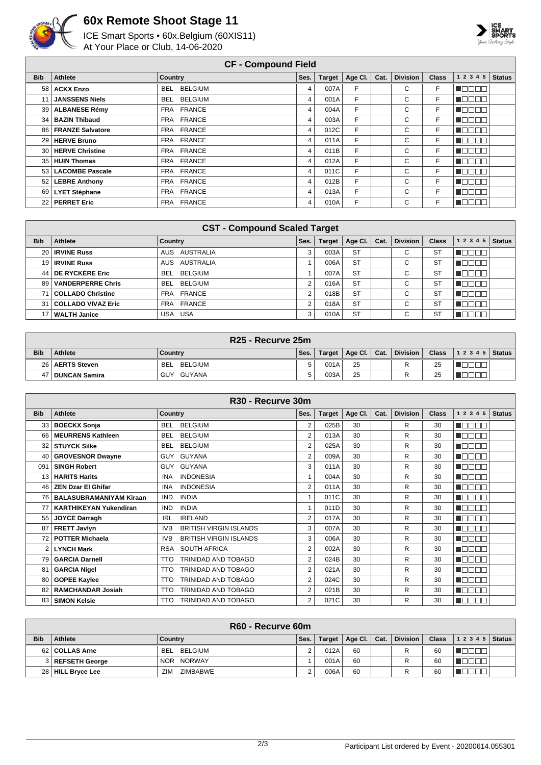# 60x Remote Shoot Stage 11

ICE Smart Sports • 60x.Belgium (60XIS11)
At Your Place or Club, 14-06-2020

## CF - Compound Field

| Bib | Athlete | Country | Ses. | Target | Age Cl. | Cat. | Division | Class | 1 2 3 4 5 | Status |
|---|---|---|---|---|---|---|---|---|---|---|
| 58 | **ACKX Enzo** | BEL BELGIUM | 4 | 007A | F | | C | F | | |
| 11 | **JANSSENS Niels** | BEL BELGIUM | 4 | 001A | F | | C | F | | |
| 39 | **ALBANESE Rémy** | FRA FRANCE | 4 | 004A | F | | C | F | | |
| 34 | **BAZIN Thibaud** | FRA FRANCE | 4 | 003A | F | | C | F | | |
| 86 | **FRANZE Salvatore** | FRA FRANCE | 4 | 012C | F | | C | F | | |
| 29 | **HERVE Bruno** | FRA FRANCE | 4 | 011A | F | | C | F | | |
| 30 | **HERVE Christine** | FRA FRANCE | 4 | 011B | F | | C | F | | |
| 35 | **HUIN Thomas** | FRA FRANCE | 4 | 012A | F | | C | F | | |
| 53 | **LACOMBE Pascale** | FRA FRANCE | 4 | 011C | F | | C | F | | |
| 52 | **LEBRE Anthony** | FRA FRANCE | 4 | 012B | F | | C | F | | |
| 69 | **LYET Stéphane** | FRA FRANCE | 4 | 013A | F | | C | F | | |
| 22 | **PERRET Eric** | FRA FRANCE | 4 | 010A | F | | C | F | | |

## CST - Compound Scaled Target

| Bib | Athlete | Country | Ses. | Target | Age Cl. | Cat. | Division | Class | 1 2 3 4 5 | Status |
|---|---|---|---|---|---|---|---|---|---|---|
| 20 | **IRVINE Russ** | AUS AUSTRALIA | 3 | 003A | ST | | C | ST | | |
| 19 | **IRVINE Russ** | AUS AUSTRALIA | 1 | 006A | ST | | C | ST | | |
| 44 | **DE RYCKÈRE Eric** | BEL BELGIUM | 1 | 007A | ST | | C | ST | | |
| 89 | **VANDERPERRE Chris** | BEL BELGIUM | 2 | 016A | ST | | C | ST | | |
| 71 | **COLLADO Christine** | FRA FRANCE | 2 | 018B | ST | | C | ST | | |
| 31 | **COLLADO VIVAZ Eric** | FRA FRANCE | 2 | 018A | ST | | C | ST | | |
| 17 | **WALTH Janice** | USA USA | 3 | 010A | ST | | C | ST | | |

## R25 - Recurve 25m

| Bib | Athlete | Country | Ses. | Target | Age Cl. | Cat. | Division | Class | 1 2 3 4 5 | Status |
|---|---|---|---|---|---|---|---|---|---|---|
| 26 | **AERTS Steven** | BEL BELGIUM | 5 | 001A | 25 | | R | 25 | | |
| 47 | **DUNCAN Samira** | GUY GUYANA | 5 | 003A | 25 | | R | 25 | | |

## R30 - Recurve 30m

| Bib | Athlete | Country | Ses. | Target | Age Cl. | Cat. | Division | Class | 1 2 3 4 5 | Status |
|---|---|---|---|---|---|---|---|---|---|---|
| 33 | **BOECKX Sonja** | BEL BELGIUM | 2 | 025B | 30 | | R | 30 | | |
| 66 | **MEURRENS Kathleen** | BEL BELGIUM | 2 | 013A | 30 | | R | 30 | | |
| 32 | **STUYCK Silke** | BEL BELGIUM | 2 | 025A | 30 | | R | 30 | | |
| 40 | **GROVESNOR Dwayne** | GUY GUYANA | 2 | 009A | 30 | | R | 30 | | |
| 091 | **SINGH Robert** | GUY GUYANA | 3 | 011A | 30 | | R | 30 | | |
| 13 | **HARITS Harits** | INA INDONESIA | 1 | 004A | 30 | | R | 30 | | |
| 46 | **ZEN Dzar El Ghifar** | INA INDONESIA | 2 | 011A | 30 | | R | 30 | | |
| 76 | **BALASUBRAMANIYAM Kiraan** | IND INDIA | 1 | 011C | 30 | | R | 30 | | |
| 77 | **KARTHIKEYAN Yukendiran** | IND INDIA | 1 | 011D | 30 | | R | 30 | | |
| 55 | **JOYCE Darragh** | IRL IRELAND | 2 | 017A | 30 | | R | 30 | | |
| 87 | **FRETT Javlyn** | IVB BRITISH VIRGIN ISLANDS | 3 | 007A | 30 | | R | 30 | | |
| 72 | **POTTER Michaela** | IVB BRITISH VIRGIN ISLANDS | 3 | 006A | 30 | | R | 30 | | |
| 2 | **LYNCH Mark** | RSA SOUTH AFRICA | 2 | 002A | 30 | | R | 30 | | |
| 79 | **GARCIA Darnell** | TTO TRINIDAD AND TOBAGO | 2 | 024B | 30 | | R | 30 | | |
| 81 | **GARCIA Nigel** | TTO TRINIDAD AND TOBAGO | 2 | 021A | 30 | | R | 30 | | |
| 80 | **GOPEE Kaylee** | TTO TRINIDAD AND TOBAGO | 2 | 024C | 30 | | R | 30 | | |
| 82 | **RAMCHANDAR Josiah** | TTO TRINIDAD AND TOBAGO | 2 | 021B | 30 | | R | 30 | | |
| 83 | **SIMON Kelsie** | TTO TRINIDAD AND TOBAGO | 2 | 021C | 30 | | R | 30 | | |

## R60 - Recurve 60m

| Bib | Athlete | Country | Ses. | Target | Age Cl. | Cat. | Division | Class | 1 2 3 4 5 | Status |
|---|---|---|---|---|---|---|---|---|---|---|
| 62 | **COLLAS Arne** | BEL BELGIUM | 2 | 012A | 60 | | R | 60 | | |
| 3 | **REFSETH George** | NOR NORWAY | 1 | 001A | 60 | | R | 60 | | |
| 28 | **HILL Bryce Lee** | ZIM ZIMBABWE | 2 | 006A | 60 | | R | 60 | | |

Participant List ordered by Event - 20200614.055301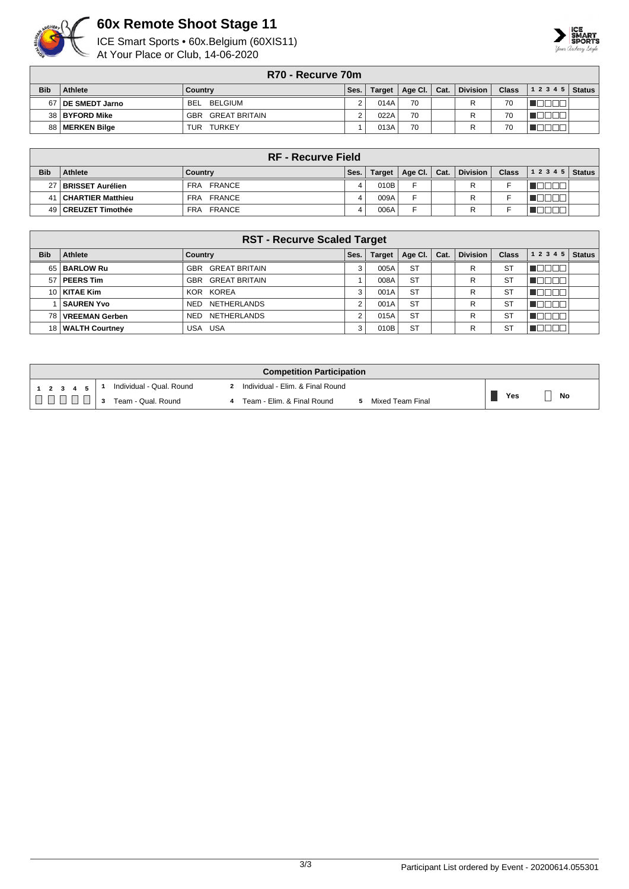# 60x Remote Shoot Stage 11

ICE Smart Sports • 60x.Belgium (60XIS11)
At Your Place or Club, 14-06-2020

## R70 - Recurve 70m

| Bib | Athlete | Country | Ses. | Target | Age Cl. | Cat. | Division | Class | 1 2 3 4 5 | Status |
|---|---|---|---|---|---|---|---|---|---|---|
| 67 | **DE SMEDT Jarno** | BEL BELGIUM | 2 | 014A | 70 | | R | 70 | ■□□□□ | |
| 38 | **BYFORD Mike** | GBR GREAT BRITAIN | 2 | 022A | 70 | | R | 70 | ■□□□□ | |
| 88 | **MERKEN Bilge** | TUR TURKEY | 1 | 013A | 70 | | R | 70 | ■□□□□ | |

## RF - Recurve Field

| Bib | Athlete | Country | Ses. | Target | Age Cl. | Cat. | Division | Class | 1 2 3 4 5 | Status |
|---|---|---|---|---|---|---|---|---|---|---|
| 27 | **BRISSET Aurélien** | FRA FRANCE | 4 | 010B | F | | R | F | ■□□□□ | |
| 41 | **CHARTIER Matthieu** | FRA FRANCE | 4 | 009A | F | | R | F | ■□□□□ | |
| 49 | **CREUZET Timothée** | FRA FRANCE | 4 | 006A | F | | R | F | ■□□□□ | |

## RST - Recurve Scaled Target

| Bib | Athlete | Country | Ses. | Target | Age Cl. | Cat. | Division | Class | 1 2 3 4 5 | Status |
|---|---|---|---|---|---|---|---|---|---|---|
| 65 | **BARLOW Ru** | GBR GREAT BRITAIN | 3 | 005A | ST | | R | ST | ■□□□□ | |
| 57 | **PEERS Tim** | GBR GREAT BRITAIN | 1 | 008A | ST | | R | ST | ■□□□□ | |
| 10 | **KITAE Kim** | KOR KOREA | 3 | 001A | ST | | R | ST | ■□□□□ | |
| 1 | **SAUREN Yvo** | NED NETHERLANDS | 2 | 001A | ST | | R | ST | ■□□□□ | |
| 78 | **VREEMAN Gerben** | NED NETHERLANDS | 2 | 015A | ST | | R | ST | ■□□□□ | |
| 18 | **WALTH Courtney** | USA USA | 3 | 010B | ST | | R | ST | ■□□□□ | |

## Competition Participation

| 1 2 3 4 5 | | | | |
|---|---|---|---|---|
| □ □ □ □ □ | 1 Individual - Qual. Round | 2 Individual - Elim. & Final Round | | ■ Yes □ No |
| | 3 Team - Qual. Round | 4 Team - Elim. & Final Round | 5 Mixed Team Final | |

Participant List ordered by Event - 20200614.055301